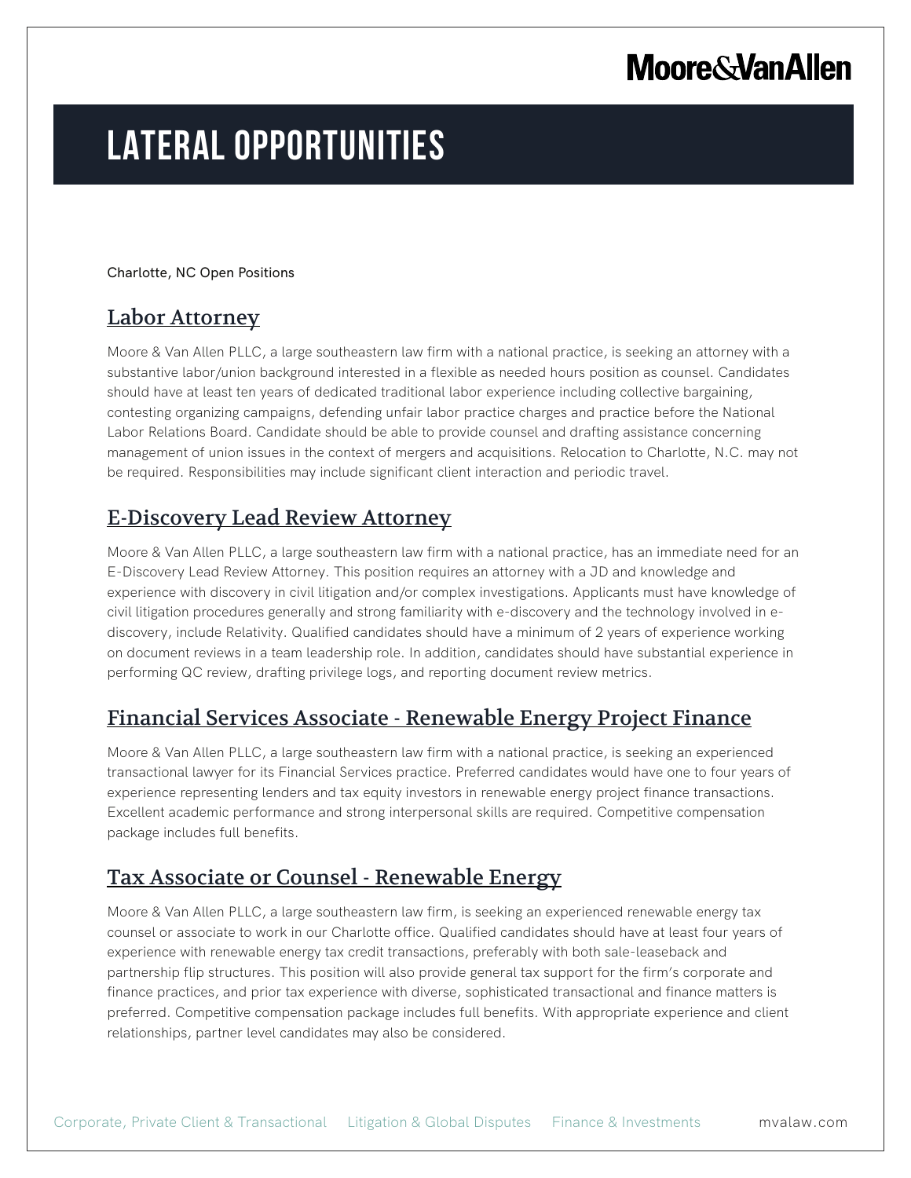# LATERAL OPPORTUNITIES

Charlotte, NC Open Positions

## Labor Attorney

Moore & Van Allen PLLC, a large southeastern law firm with a national practice, is seeking an attorney with a substantive labor/union background interested in a flexible as needed hours position as counsel. Candidates should have at least ten years of dedicated traditional labor experience including collective bargaining, contesting organizing campaigns, defending unfair labor practice charges and practice before the National Labor Relations Board. Candidate should be able to provide counsel and drafting assistance concerning management of union issues in the context of mergers and acquisitions. Relocation to Charlotte, N.C. may not be required. Responsibilities may include significant client interaction and periodic travel.

## E-Discovery Lead Review Attorney

Moore & Van Allen PLLC, a large southeastern law firm with a national practice, has an immediate need for an E-Discovery Lead Review Attorney. This position requires an attorney with a JD and knowledge and experience with discovery in civil litigation and/or complex investigations. Applicants must have knowledge of civil litigation procedures generally and strong familiarity with e-discovery and the technology involved in e-discovery, include Relativity. Qualified candidates should have a minimum of 2 years of experience working on document reviews in a team leadership role. In addition, candidates should have substantial experience in performing QC review, drafting privilege logs, and reporting document review metrics.

## Financial Services Associate - Renewable Energy Project Finance

Moore & Van Allen PLLC, a large southeastern law firm with a national practice, is seeking an experienced transactional lawyer for its Financial Services practice. Preferred candidates would have one to four years of experience representing lenders and tax equity investors in renewable energy project finance transactions. Excellent academic performance and strong interpersonal skills are required. Competitive compensation package includes full benefits.

## Tax Associate or Counsel - Renewable Energy

Moore & Van Allen PLLC, a large southeastern law firm, is seeking an experienced renewable energy tax counsel or associate to work in our Charlotte office. Qualified candidates should have at least four years of experience with renewable energy tax credit transactions, preferably with both sale-leaseback and partnership flip structures. This position will also provide general tax support for the firm's corporate and finance practices, and prior tax experience with diverse, sophisticated transactional and finance matters is preferred. Competitive compensation package includes full benefits. With appropriate experience and client relationships, partner level candidates may also be considered.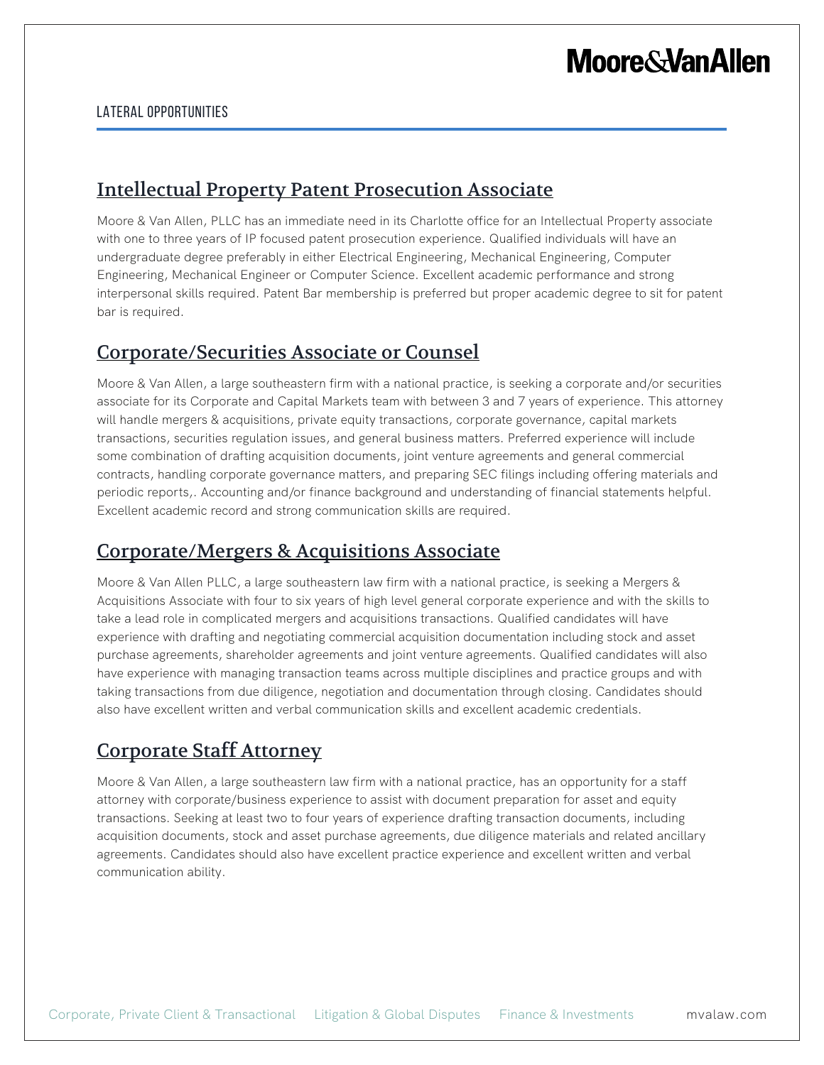LATERAL OPPORTUNITIES

## Intellectual Property Patent Prosecution Associate

Moore & Van Allen, PLLC has an immediate need in its Charlotte office for an Intellectual Property associate with one to three years of IP focused patent prosecution experience. Qualified individuals will have an undergraduate degree preferably in either Electrical Engineering, Mechanical Engineering, Computer Engineering, Mechanical Engineer or Computer Science. Excellent academic performance and strong interpersonal skills required. Patent Bar membership is preferred but proper academic degree to sit for patent bar is required.

## Corporate/Securities Associate or Counsel

Moore & Van Allen, a large southeastern firm with a national practice, is seeking a corporate and/or securities associate for its Corporate and Capital Markets team with between 3 and 7 years of experience. This attorney will handle mergers & acquisitions, private equity transactions, corporate governance, capital markets transactions, securities regulation issues, and general business matters. Preferred experience will include some combination of drafting acquisition documents, joint venture agreements and general commercial contracts, handling corporate governance matters, and preparing SEC filings including offering materials and periodic reports,. Accounting and/or finance background and understanding of financial statements helpful. Excellent academic record and strong communication skills are required.

## Corporate/Mergers & Acquisitions Associate

Moore & Van Allen PLLC, a large southeastern law firm with a national practice, is seeking a Mergers & Acquisitions Associate with four to six years of high level general corporate experience and with the skills to take a lead role in complicated mergers and acquisitions transactions. Qualified candidates will have experience with drafting and negotiating commercial acquisition documentation including stock and asset purchase agreements, shareholder agreements and joint venture agreements. Qualified candidates will also have experience with managing transaction teams across multiple disciplines and practice groups and with taking transactions from due diligence, negotiation and documentation through closing. Candidates should also have excellent written and verbal communication skills and excellent academic credentials.

## Corporate Staff Attorney

Moore & Van Allen, a large southeastern law firm with a national practice, has an opportunity for a staff attorney with corporate/business experience to assist with document preparation for asset and equity transactions. Seeking at least two to four years of experience drafting transaction documents, including acquisition documents, stock and asset purchase agreements, due diligence materials and related ancillary agreements. Candidates should also have excellent practice experience and excellent written and verbal communication ability.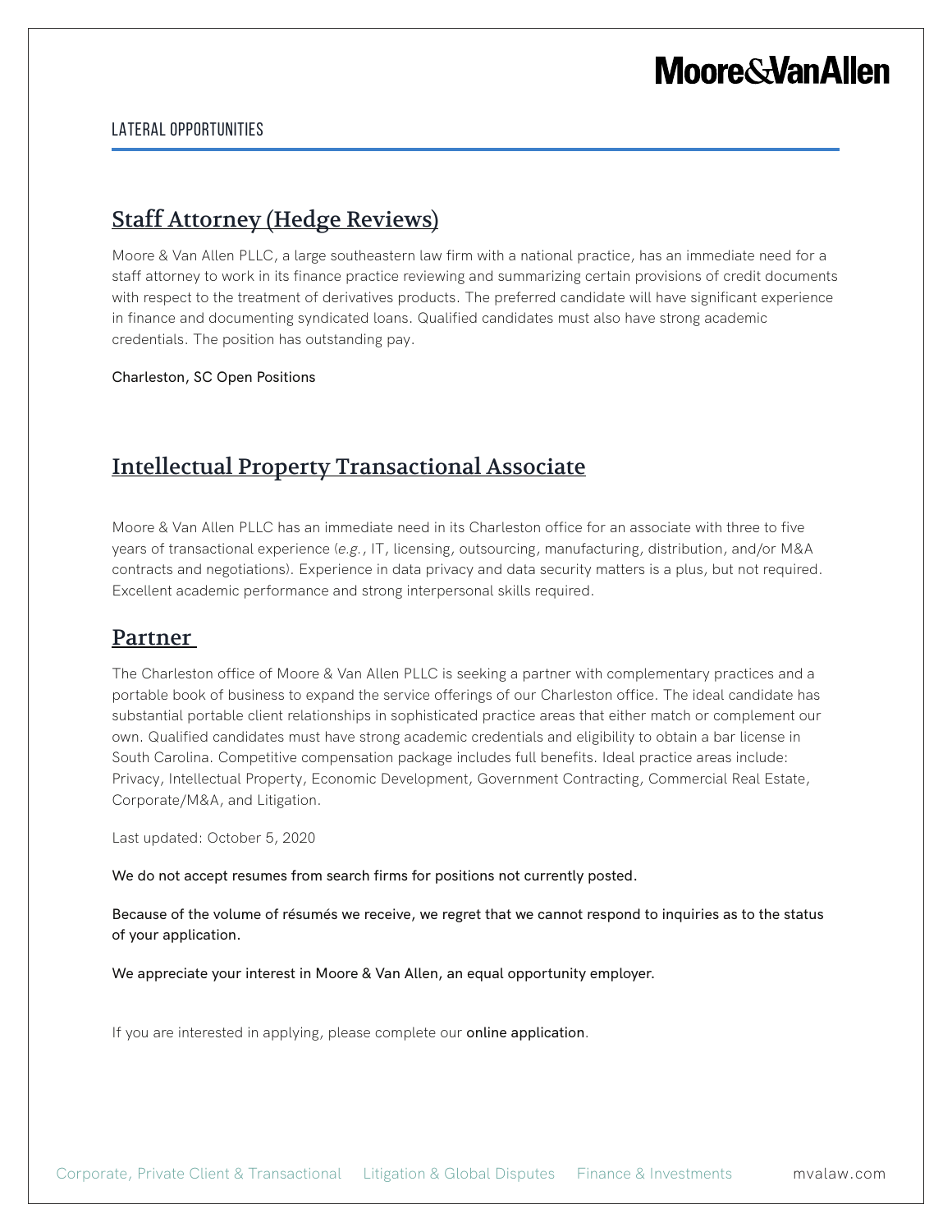LATERAL OPPORTUNITIES

## Staff Attorney (Hedge Reviews)

Moore & Van Allen PLLC, a large southeastern law firm with a national practice, has an immediate need for a staff attorney to work in its finance practice reviewing and summarizing certain provisions of credit documents with respect to the treatment of derivatives products. The preferred candidate will have significant experience in finance and documenting syndicated loans. Qualified candidates must also have strong academic credentials. The position has outstanding pay.

Charleston, SC Open Positions

## Intellectual Property Transactional Associate

Moore & Van Allen PLLC has an immediate need in its Charleston office for an associate with three to five years of transactional experience (*e.g.*, IT, licensing, outsourcing, manufacturing, distribution, and/or M&A contracts and negotiations). Experience in data privacy and data security matters is a plus, but not required. Excellent academic performance and strong interpersonal skills required.

## Partner

The Charleston office of Moore & Van Allen PLLC is seeking a partner with complementary practices and a portable book of business to expand the service offerings of our Charleston office. The ideal candidate has substantial portable client relationships in sophisticated practice areas that either match or complement our own. Qualified candidates must have strong academic credentials and eligibility to obtain a bar license in South Carolina. Competitive compensation package includes full benefits. Ideal practice areas include: Privacy, Intellectual Property, Economic Development, Government Contracting, Commercial Real Estate, Corporate/M&A, and Litigation.

Last updated: October 5, 2020

We do not accept resumes from search firms for positions not currently posted.

Because of the volume of résumés we receive, we regret that we cannot respond to inquiries as to the status of your application.

We appreciate your interest in Moore & Van Allen, an equal opportunity employer.

If you are interested in applying, please complete our online application.